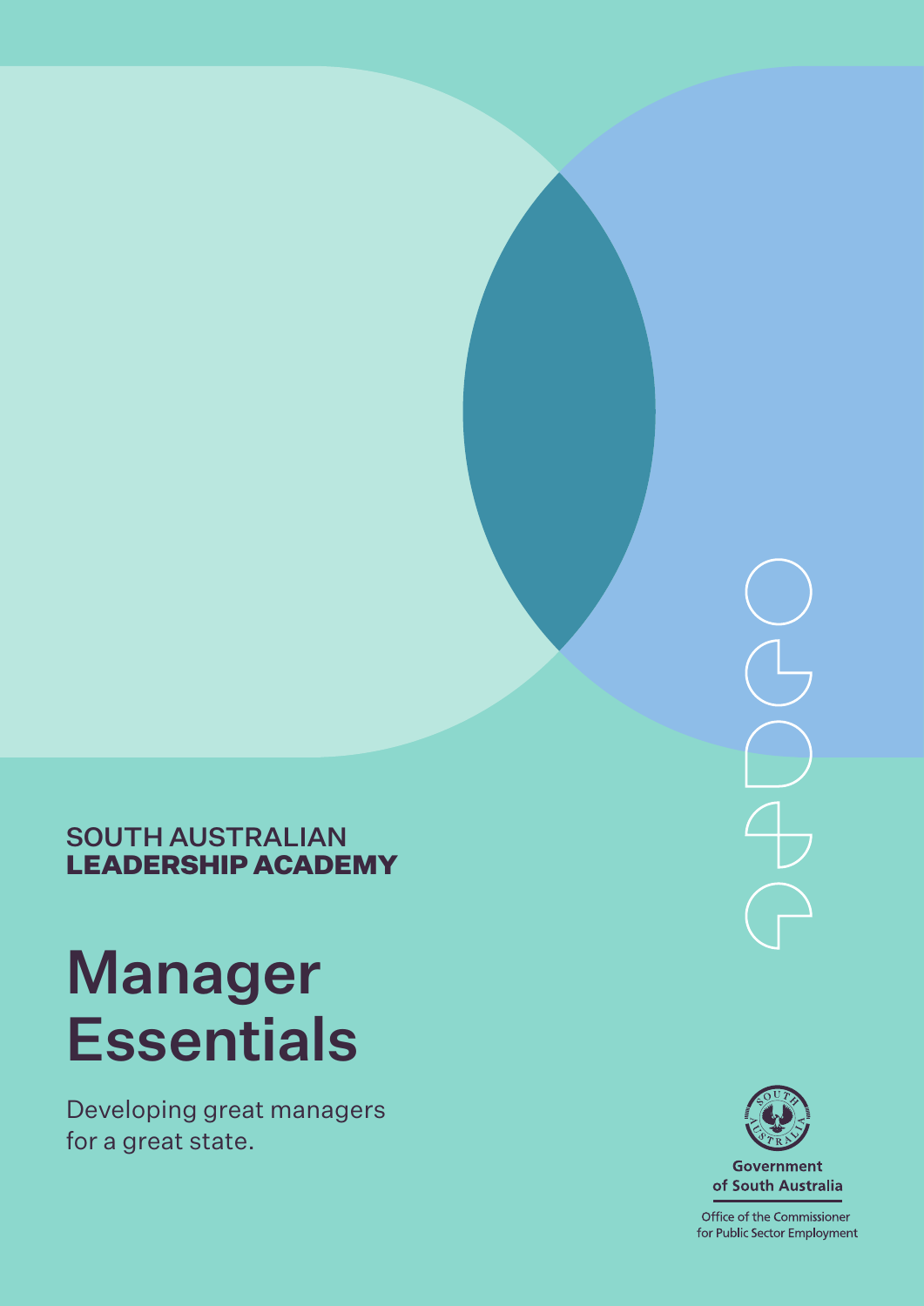SOUTH AUSTRALIAN
**LEADERSHIP ACADEMY**

# Manager Essentials

Developing great managers for a great state.

Government of South Australia

Office of the Commissioner for Public Sector Employment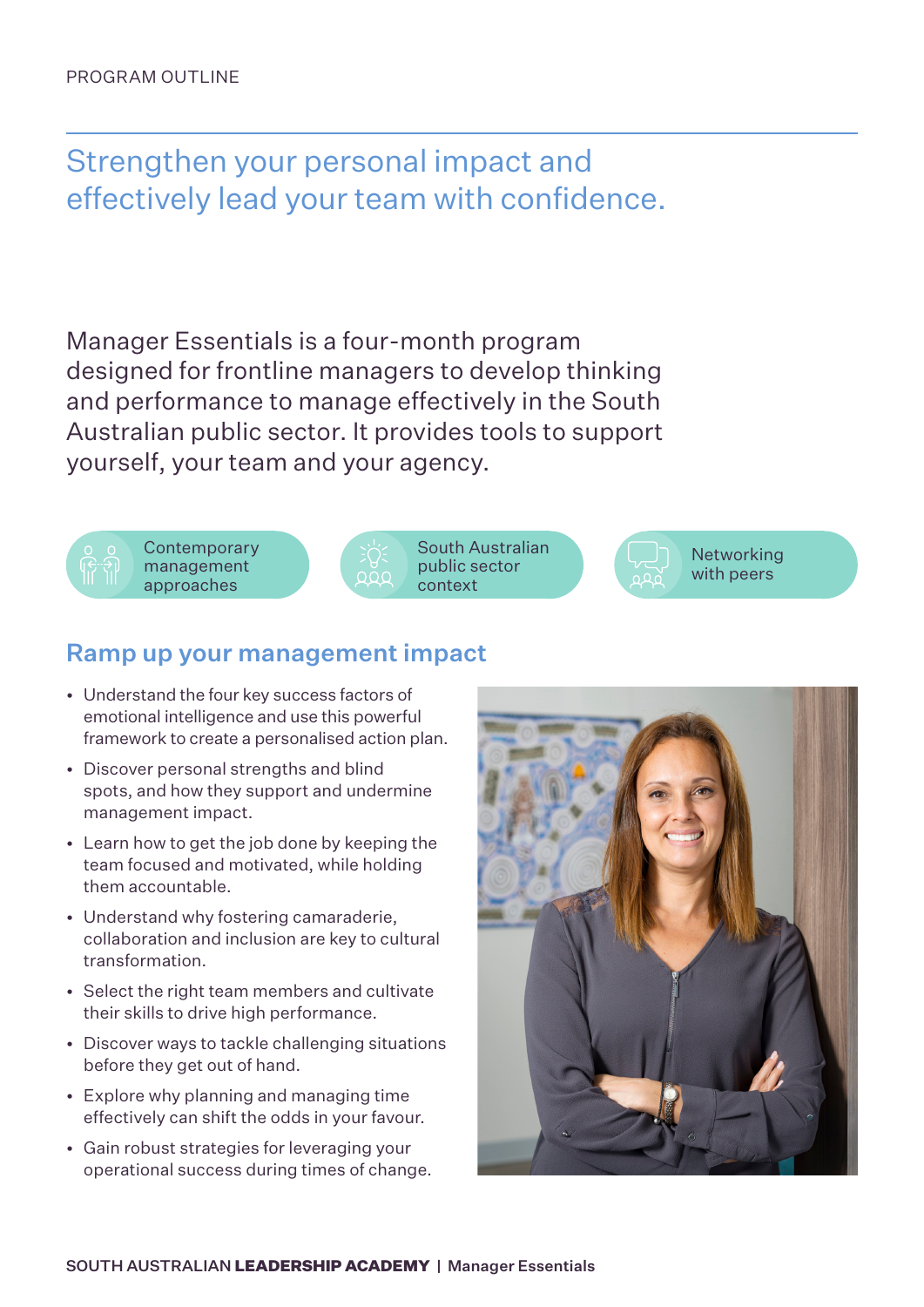PROGRAM OUTLINE

# Strengthen your personal impact and effectively lead your team with confidence.

Manager Essentials is a four-month program designed for frontline managers to develop thinking and performance to manage effectively in the South Australian public sector. It provides tools to support yourself, your team and your agency.

- Contemporary management approaches
- South Australian public sector context
- Networking with peers

## Ramp up your management impact

- Understand the four key success factors of emotional intelligence and use this powerful framework to create a personalised action plan.
- Discover personal strengths and blind spots, and how they support and undermine management impact.
- Learn how to get the job done by keeping the team focused and motivated, while holding them accountable.
- Understand why fostering camaraderie, collaboration and inclusion are key to cultural transformation.
- Select the right team members and cultivate their skills to drive high performance.
- Discover ways to tackle challenging situations before they get out of hand.
- Explore why planning and managing time effectively can shift the odds in your favour.
- Gain robust strategies for leveraging your operational success during times of change.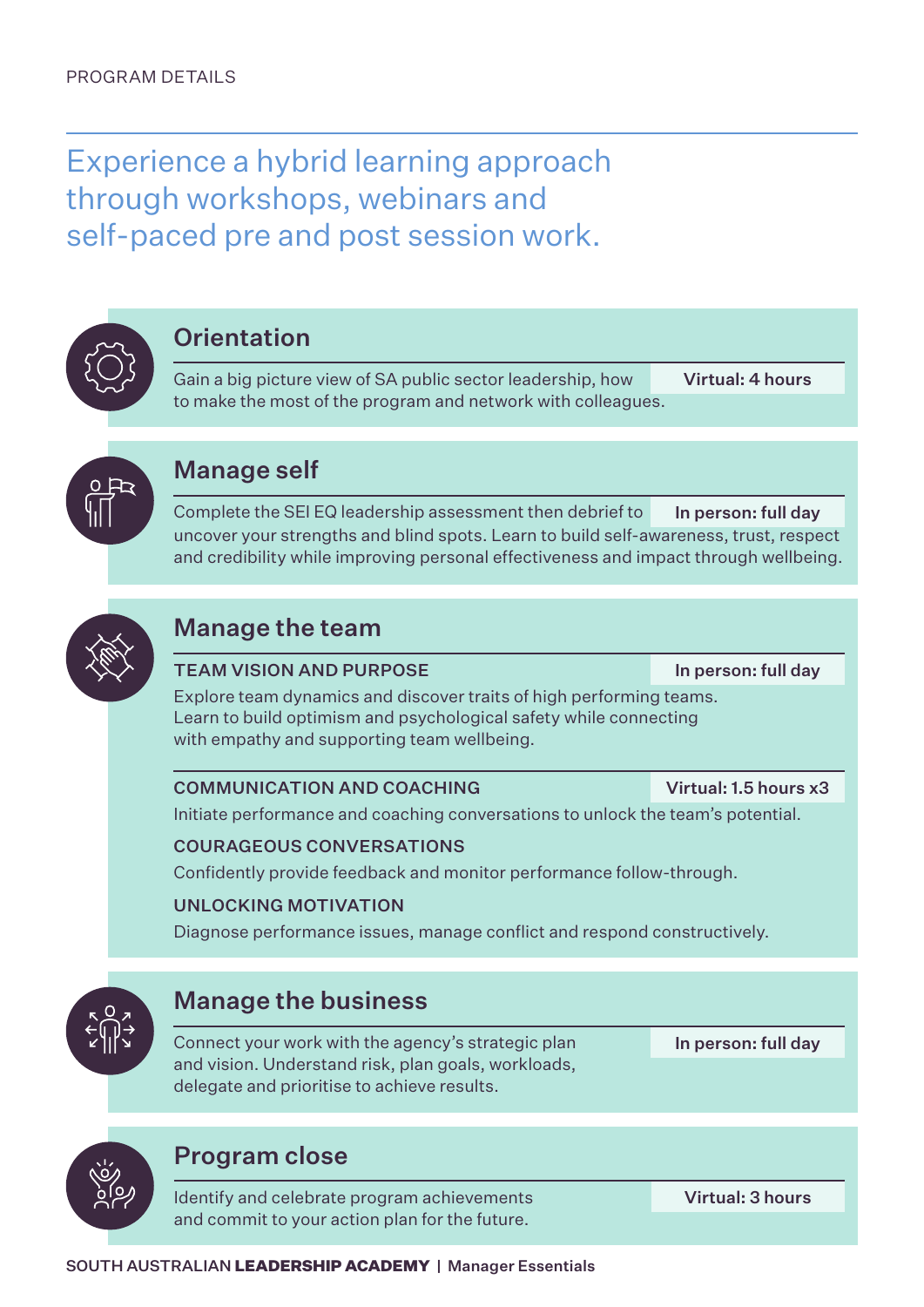PROGRAM DETAILS

# Experience a hybrid learning approach through workshops, webinars and self-paced pre and post session work.

## Orientation

**Virtual: 4 hours**

Gain a big picture view of SA public sector leadership, how to make the most of the program and network with colleagues.

## Manage self

**In person: full day**

Complete the SEI EQ leadership assessment then debrief to uncover your strengths and blind spots. Learn to build self-awareness, trust, respect and credibility while improving personal effectiveness and impact through wellbeing.

## Manage the team

### TEAM VISION AND PURPOSE

**In person: full day**

Explore team dynamics and discover traits of high performing teams. Learn to build optimism and psychological safety while connecting with empathy and supporting team wellbeing.

### COMMUNICATION AND COACHING

**Virtual: 1.5 hours x3**

Initiate performance and coaching conversations to unlock the team's potential.

### COURAGEOUS CONVERSATIONS

Confidently provide feedback and monitor performance follow-through.

### UNLOCKING MOTIVATION

Diagnose performance issues, manage conflict and respond constructively.

## Manage the business

**In person: full day**

Connect your work with the agency's strategic plan and vision. Understand risk, plan goals, workloads, delegate and prioritise to achieve results.

## Program close

**Virtual: 3 hours**

Identify and celebrate program achievements and commit to your action plan for the future.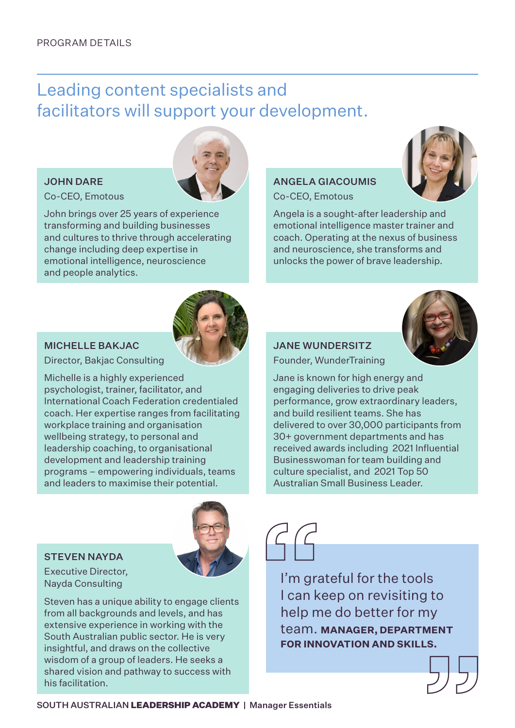PROGRAM DETAILS

## Leading content specialists and facilitators will support your development.

### JOHN DARE

Co-CEO, Emotous

John brings over 25 years of experience transforming and building businesses and cultures to thrive through accelerating change including deep expertise in emotional intelligence, neuroscience and people analytics.

### ANGELA GIACOUMIS

Co-CEO, Emotous

Angela is a sought-after leadership and emotional intelligence master trainer and coach. Operating at the nexus of business and neuroscience, she transforms and unlocks the power of brave leadership.

### MICHELLE BAKJAC

Director, Bakjac Consulting

Michelle is a highly experienced psychologist, trainer, facilitator, and International Coach Federation credentialed coach. Her expertise ranges from facilitating workplace training and organisation wellbeing strategy, to personal and leadership coaching, to organisational development and leadership training programs – empowering individuals, teams and leaders to maximise their potential.

### JANE WUNDERSITZ

Founder, WunderTraining

Jane is known for high energy and engaging deliveries to drive peak performance, grow extraordinary leaders, and build resilient teams. She has delivered to over 30,000 participants from 30+ government departments and has received awards including 2021 Influential Businesswoman for team building and culture specialist, and 2021 Top 50 Australian Small Business Leader.

### STEVEN NAYDA

Executive Director, Nayda Consulting

Steven has a unique ability to engage clients from all backgrounds and levels, and has extensive experience in working with the South Australian public sector. He is very insightful, and draws on the collective wisdom of a group of leaders. He seeks a shared vision and pathway to success with his facilitation.

> I'm grateful for the tools I can keep on revisiting to help me do better for my team. **MANAGER, DEPARTMENT FOR INNOVATION AND SKILLS.**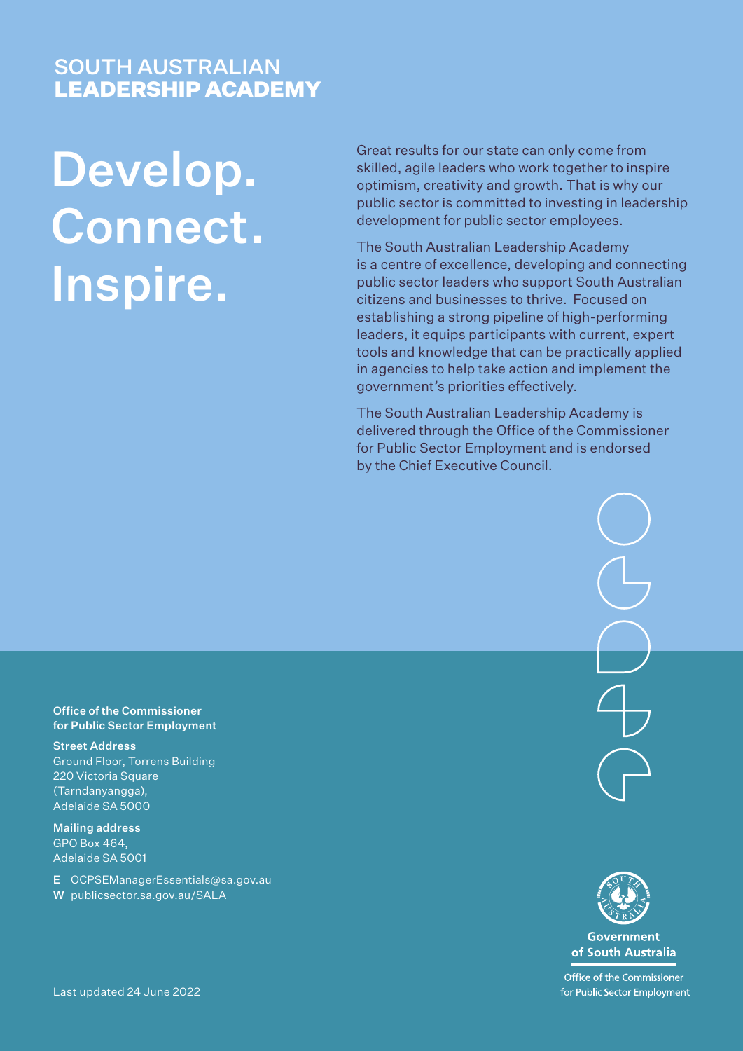SOUTH AUSTRALIAN
**LEADERSHIP ACADEMY**

# Develop. Connect. Inspire.

Great results for our state can only come from skilled, agile leaders who work together to inspire optimism, creativity and growth. That is why our public sector is committed to investing in leadership development for public sector employees.

The South Australian Leadership Academy is a centre of excellence, developing and connecting public sector leaders who support South Australian citizens and businesses to thrive. Focused on establishing a strong pipeline of high-performing leaders, it equips participants with current, expert tools and knowledge that can be practically applied in agencies to help take action and implement the government's priorities effectively.

The South Australian Leadership Academy is delivered through the Office of the Commissioner for Public Sector Employment and is endorsed by the Chief Executive Council.

**Office of the Commissioner for Public Sector Employment**

**Street Address**
Ground Floor, Torrens Building
220 Victoria Square
(Tarndanyangga),
Adelaide SA 5000

**Mailing address**
GPO Box 464,
Adelaide SA 5001

**E** OCPSEManagerEssentials@sa.gov.au
**W** publicsector.sa.gov.au/SALA

Last updated 24 June 2022

**Government of South Australia**
Office of the Commissioner for Public Sector Employment